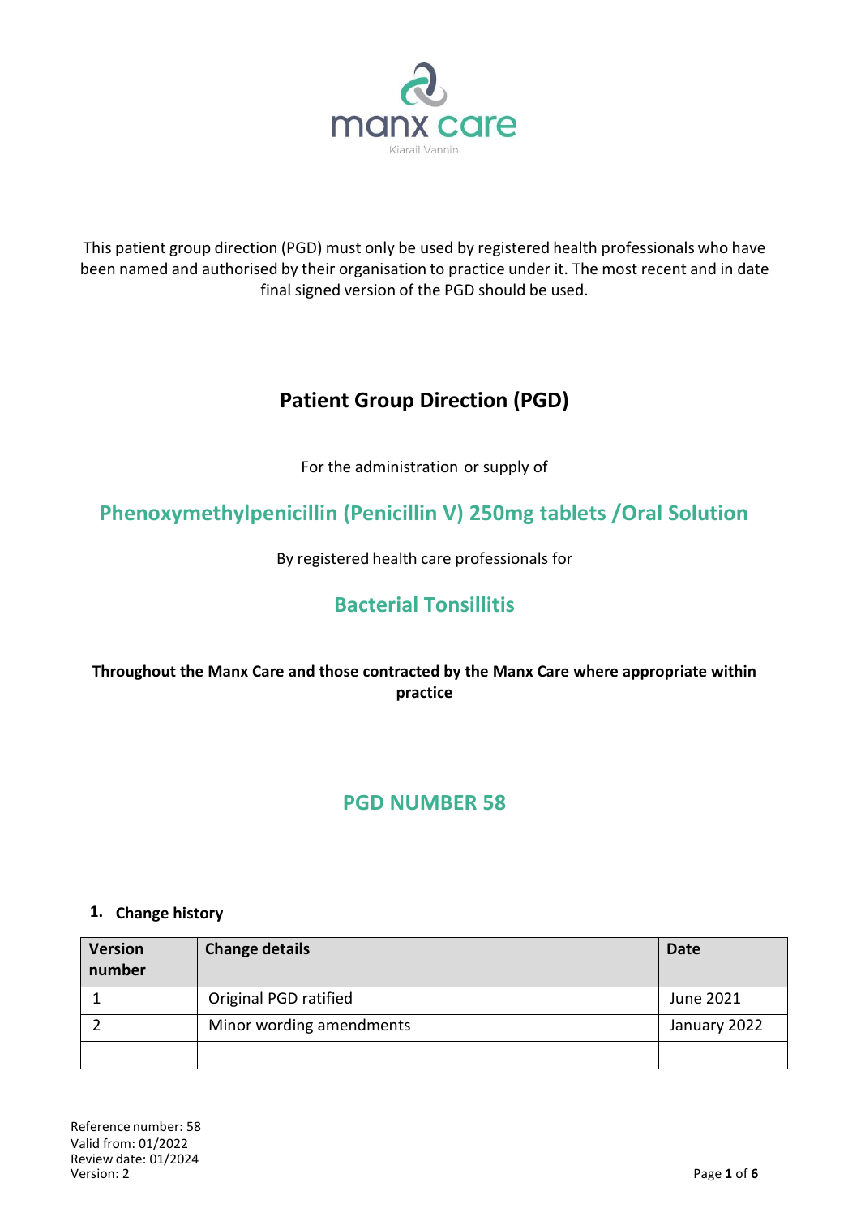manx care

Kiarail Vannin

This patient group direction (PGD) must only be used by registered health professionals who have been named and authorised by their organisation to practice under it. The most recent and in date final signed version of the PGD should be used.

# Patient Group Direction (PGD)

For the administration or supply of

## Phenoxymethylpenicillin (Penicillin V) 250mg tablets /Oral Solution

By registered health care professionals for

## Bacterial Tonsillitis

**Throughout the Manx Care and those contracted by the Manx Care where appropriate within practice**

## PGD NUMBER 58

### 1. Change history

| Version number | Change details | Date |
|---|---|---|
| 1 | Original PGD ratified | June 2021 |
| 2 | Minor wording amendments | January 2022 |
| | | |

Reference number: 58
Valid from: 01/2022
Review date: 01/2024
Version: 2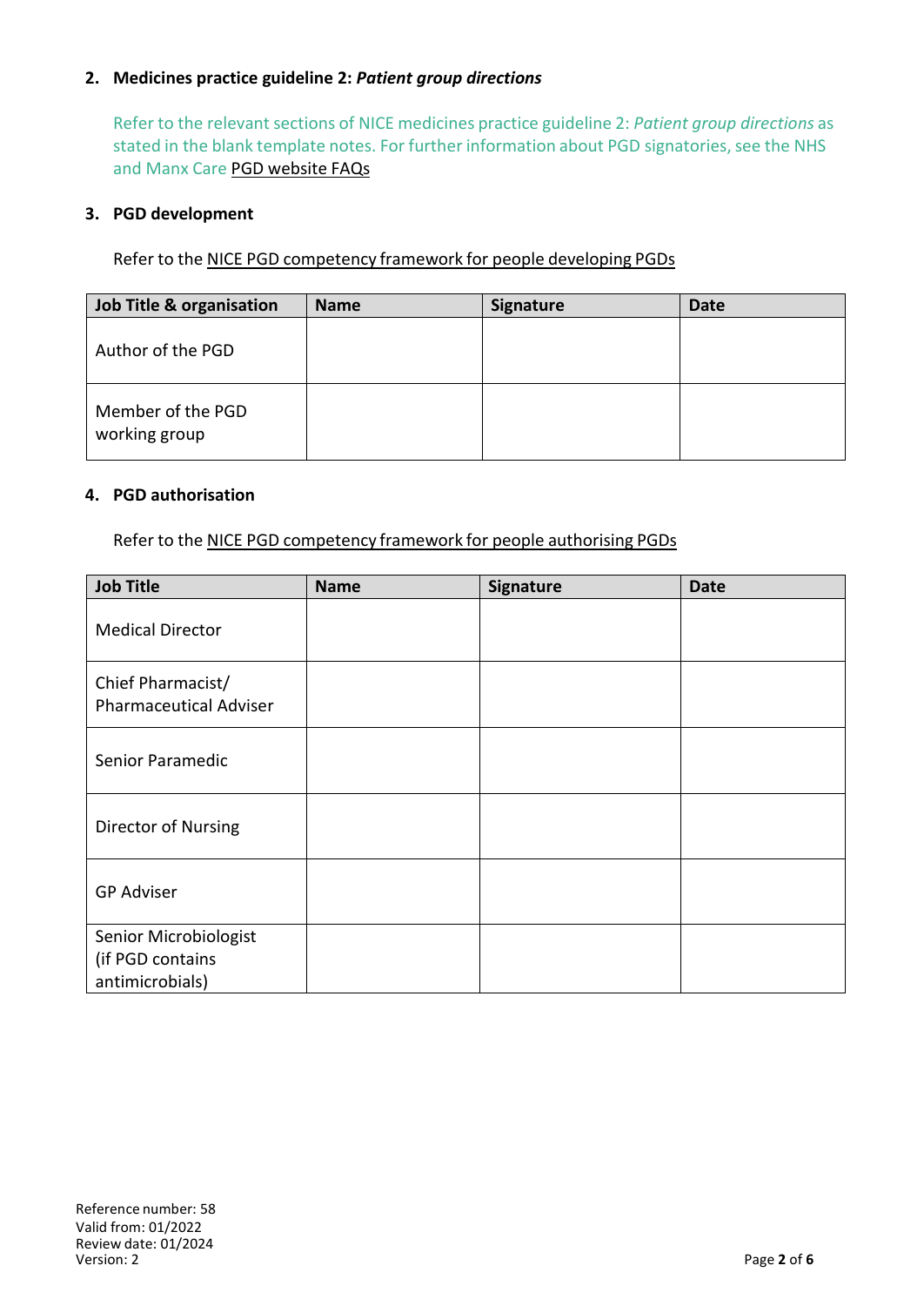## 2. Medicines practice guideline 2: *Patient group directions*

Refer to the relevant sections of NICE medicines practice guideline 2: *Patient group directions* as stated in the blank template notes. For further information about PGD signatories, see the NHS and Manx Care PGD website FAQs

## 3. PGD development

Refer to the NICE PGD competency framework for people developing PGDs

| Job Title & organisation | Name | Signature | Date |
|---|---|---|---|
| Author of the PGD | | | |
| Member of the PGD working group | | | |

## 4. PGD authorisation

Refer to the NICE PGD competency framework for people authorising PGDs

| Job Title | Name | Signature | Date |
|---|---|---|---|
| Medical Director | | | |
| Chief Pharmacist/ Pharmaceutical Adviser | | | |
| Senior Paramedic | | | |
| Director of Nursing | | | |
| GP Adviser | | | |
| Senior Microbiologist (if PGD contains antimicrobials) | | | |

Reference number: 58
Valid from: 01/2022
Review date: 01/2024
Version: 2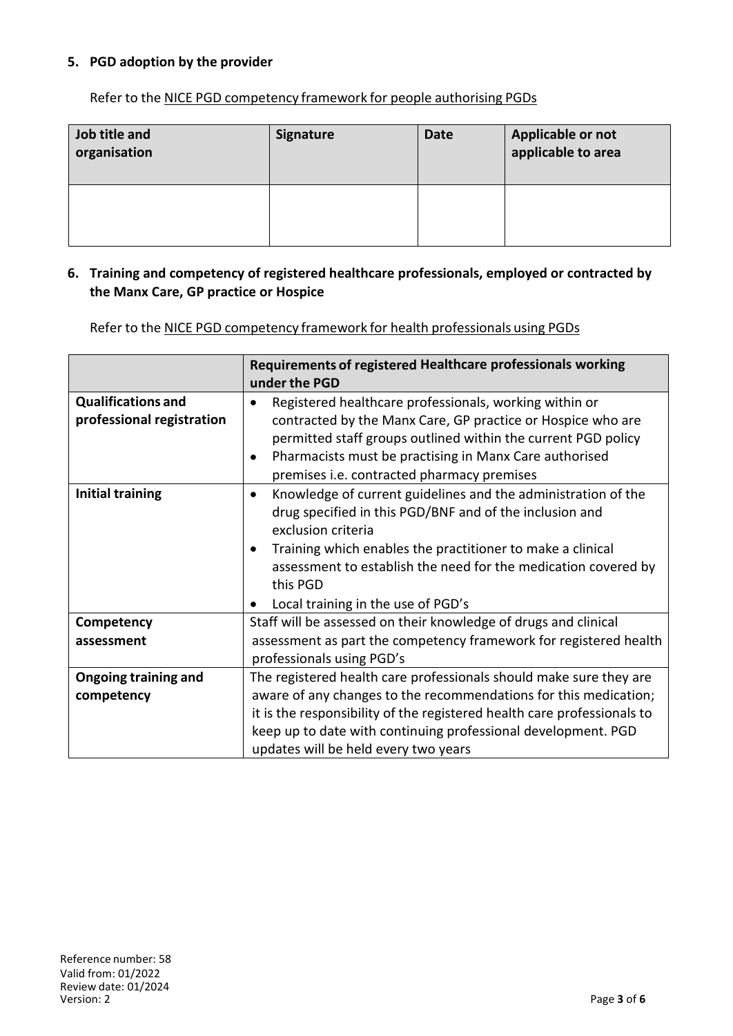## 5. PGD adoption by the provider

Refer to the NICE PGD competency framework for people authorising PGDs

| Job title and organisation | Signature | Date | Applicable or not applicable to area |
|---|---|---|---|
| | | | |

## 6. Training and competency of registered healthcare professionals, employed or contracted by the Manx Care, GP practice or Hospice

Refer to the NICE PGD competency framework for health professionals using PGDs

| | Requirements of registered Healthcare professionals working under the PGD |
|---|---|
| **Qualifications and professional registration** | • Registered healthcare professionals, working within or contracted by the Manx Care, GP practice or Hospice who are permitted staff groups outlined within the current PGD policy<br>• Pharmacists must be practising in Manx Care authorised premises i.e. contracted pharmacy premises |
| **Initial training** | • Knowledge of current guidelines and the administration of the drug specified in this PGD/BNF and of the inclusion and exclusion criteria<br>• Training which enables the practitioner to make a clinical assessment to establish the need for the medication covered by this PGD<br>• Local training in the use of PGD's |
| **Competency assessment** | Staff will be assessed on their knowledge of drugs and clinical assessment as part the competency framework for registered health professionals using PGD's |
| **Ongoing training and competency** | The registered health care professionals should make sure they are aware of any changes to the recommendations for this medication; it is the responsibility of the registered health care professionals to keep up to date with continuing professional development. PGD updates will be held every two years |

Reference number: 58
Valid from: 01/2022
Review date: 01/2024
Version: 2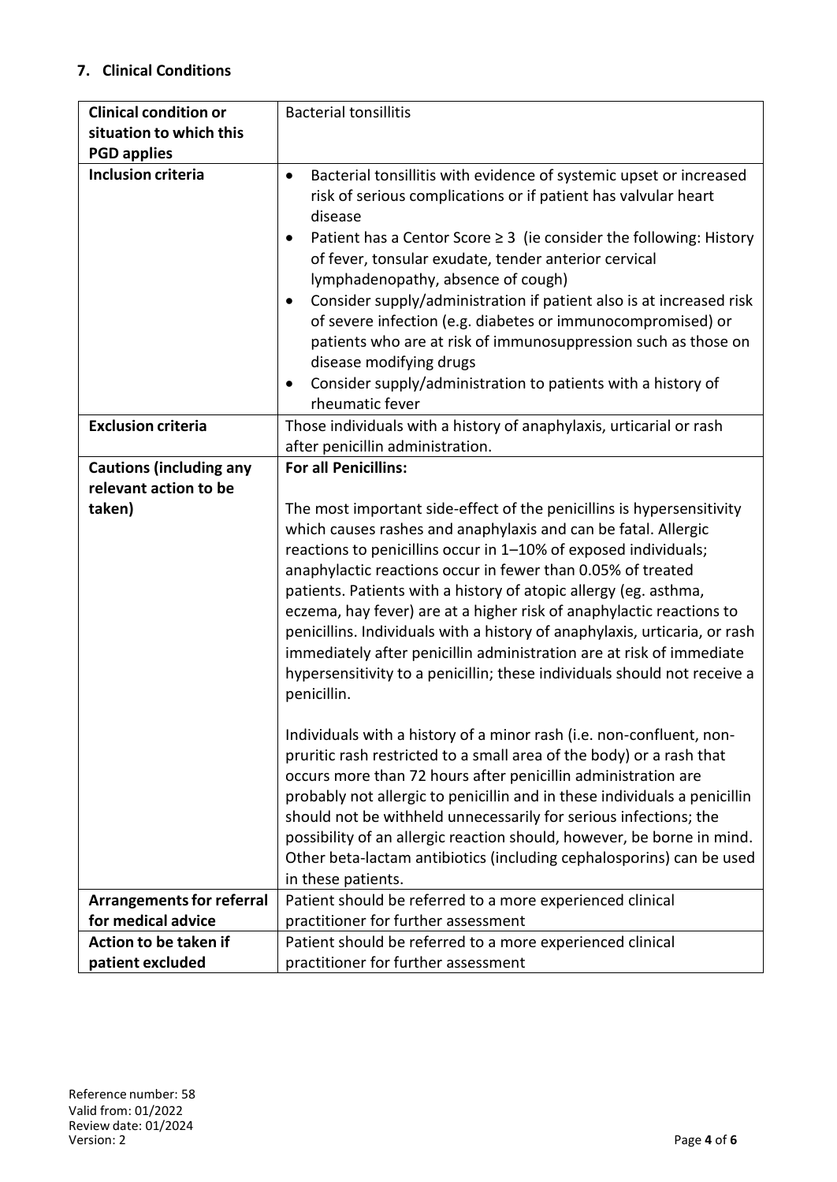## 7. Clinical Conditions

| **Clinical condition or situation to which this PGD applies** | Bacterial tonsillitis |
|---|---|
| **Inclusion criteria** | • Bacterial tonsillitis with evidence of systemic upset or increased risk of serious complications or if patient has valvular heart disease<br>• Patient has a Centor Score ≥ 3 (ie consider the following: History of fever, tonsular exudate, tender anterior cervical lymphadenopathy, absence of cough)<br>• Consider supply/administration if patient also is at increased risk of severe infection (e.g. diabetes or immunocompromised) or patients who are at risk of immunosuppression such as those on disease modifying drugs<br>• Consider supply/administration to patients with a history of rheumatic fever |
| **Exclusion criteria** | Those individuals with a history of anaphylaxis, urticarial or rash after penicillin administration. |
| **Cautions (including any relevant action to be taken)** | **For all Penicillins:**<br><br>The most important side-effect of the penicillins is hypersensitivity which causes rashes and anaphylaxis and can be fatal. Allergic reactions to penicillins occur in 1–10% of exposed individuals; anaphylactic reactions occur in fewer than 0.05% of treated patients. Patients with a history of atopic allergy (eg. asthma, eczema, hay fever) are at a higher risk of anaphylactic reactions to penicillins. Individuals with a history of anaphylaxis, urticaria, or rash immediately after penicillin administration are at risk of immediate hypersensitivity to a penicillin; these individuals should not receive a penicillin.<br><br>Individuals with a history of a minor rash (i.e. non-confluent, non-pruritic rash restricted to a small area of the body) or a rash that occurs more than 72 hours after penicillin administration are probably not allergic to penicillin and in these individuals a penicillin should not be withheld unnecessarily for serious infections; the possibility of an allergic reaction should, however, be borne in mind. Other beta-lactam antibiotics (including cephalosporins) can be used in these patients. |
| **Arrangements for referral for medical advice** | Patient should be referred to a more experienced clinical practitioner for further assessment |
| **Action to be taken if patient excluded** | Patient should be referred to a more experienced clinical practitioner for further assessment |

Reference number: 58
Valid from: 01/2022
Review date: 01/2024
Version: 2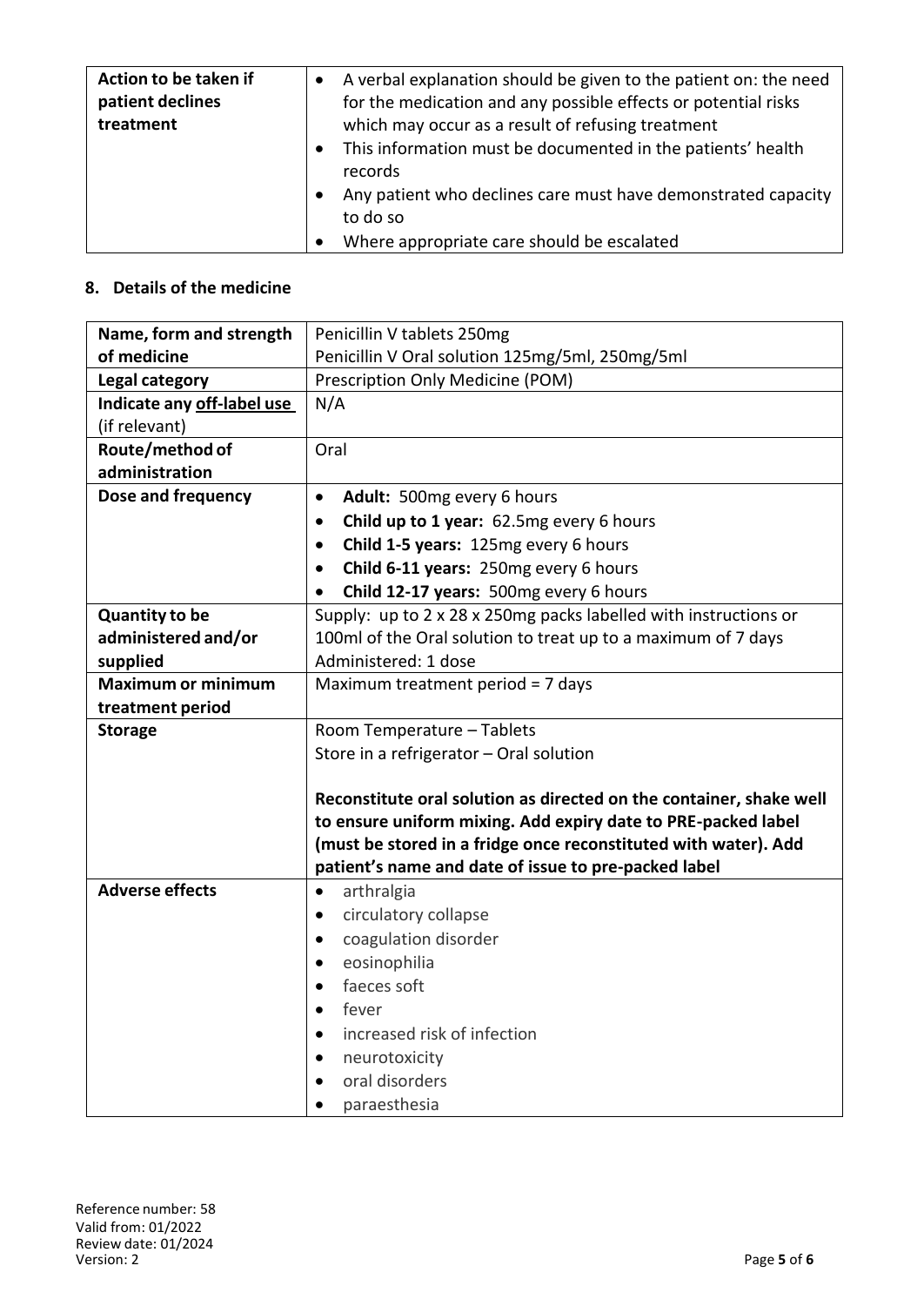| Action to be taken if patient declines treatment | <ul><li>A verbal explanation should be given to the patient on: the need for the medication and any possible effects or potential risks which may occur as a result of refusing treatment</li><li>This information must be documented in the patients' health records</li><li>Any patient who declines care must have demonstrated capacity to do so</li><li>Where appropriate care should be escalated</li></ul> |
|---|---|

## 8. Details of the medicine

| Name, form and strength of medicine | Penicillin V tablets 250mg<br>Penicillin V Oral solution 125mg/5ml, 250mg/5ml |
|---|---|
| **Legal category** | Prescription Only Medicine (POM) |
| **Indicate any off-label use (if relevant)** | N/A |
| **Route/method of administration** | Oral |
| **Dose and frequency** | <ul><li>**Adult:** 500mg every 6 hours</li><li>**Child up to 1 year:** 62.5mg every 6 hours</li><li>**Child 1-5 years:** 125mg every 6 hours</li><li>**Child 6-11 years:** 250mg every 6 hours</li><li>**Child 12-17 years:** 500mg every 6 hours</li></ul> |
| **Quantity to be administered and/or supplied** | Supply: up to 2 x 28 x 250mg packs labelled with instructions or 100ml of the Oral solution to treat up to a maximum of 7 days<br>Administered: 1 dose |
| **Maximum or minimum treatment period** | Maximum treatment period = 7 days |
| **Storage** | Room Temperature – Tablets<br>Store in a refrigerator – Oral solution<br><br>**Reconstitute oral solution as directed on the container, shake well to ensure uniform mixing. Add expiry date to PRE-packed label (must be stored in a fridge once reconstituted with water). Add patient's name and date of issue to pre-packed label** |
| **Adverse effects** | <ul><li>arthralgia</li><li>circulatory collapse</li><li>coagulation disorder</li><li>eosinophilia</li><li>faeces soft</li><li>fever</li><li>increased risk of infection</li><li>neurotoxicity</li><li>oral disorders</li><li>paraesthesia</li></ul> |

Reference number: 58
Valid from: 01/2022
Review date: 01/2024
Version: 2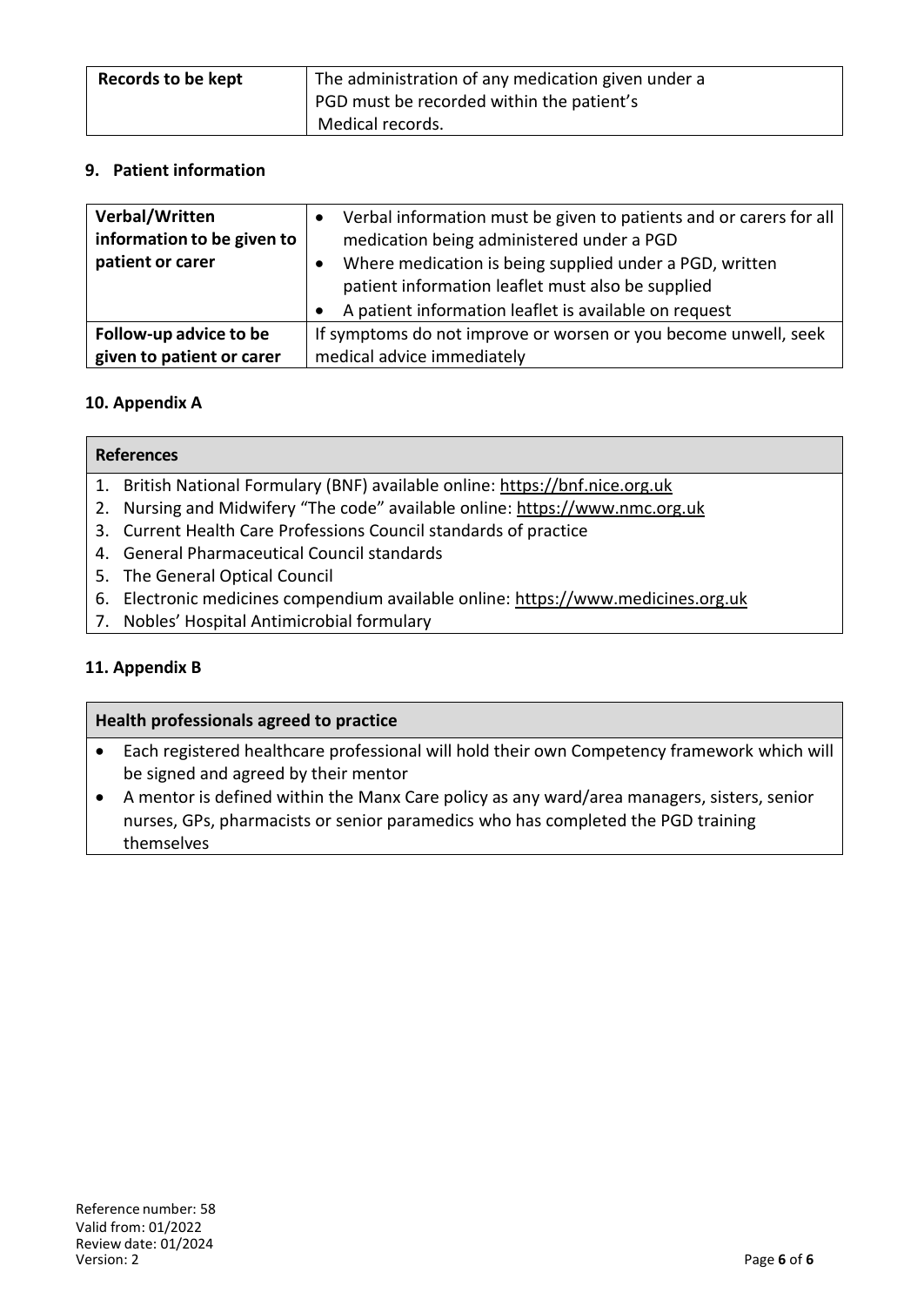| | |
|---|---|
| **Records to be kept** | The administration of any medication given under a PGD must be recorded within the patient's Medical records. |

## 9. Patient information

| | |
|---|---|
| **Verbal/Written information to be given to patient or carer** | • Verbal information must be given to patients and or carers for all medication being administered under a PGD<br>• Where medication is being supplied under a PGD, written patient information leaflet must also be supplied<br>• A patient information leaflet is available on request |
| **Follow-up advice to be given to patient or carer** | If symptoms do not improve or worsen or you become unwell, seek medical advice immediately |

## 10. Appendix A

| **References** |
|---|
| 1. British National Formulary (BNF) available online: https://bnf.nice.org.uk<br>2. Nursing and Midwifery "The code" available online: https://www.nmc.org.uk<br>3. Current Health Care Professions Council standards of practice<br>4. General Pharmaceutical Council standards<br>5. The General Optical Council<br>6. Electronic medicines compendium available online: https://www.medicines.org.uk<br>7. Nobles' Hospital Antimicrobial formulary |

## 11. Appendix B

| **Health professionals agreed to practice** |
|---|
| • Each registered healthcare professional will hold their own Competency framework which will be signed and agreed by their mentor<br>• A mentor is defined within the Manx Care policy as any ward/area managers, sisters, senior nurses, GPs, pharmacists or senior paramedics who has completed the PGD training themselves |

Reference number: 58
Valid from: 01/2022
Review date: 01/2024
Version: 2